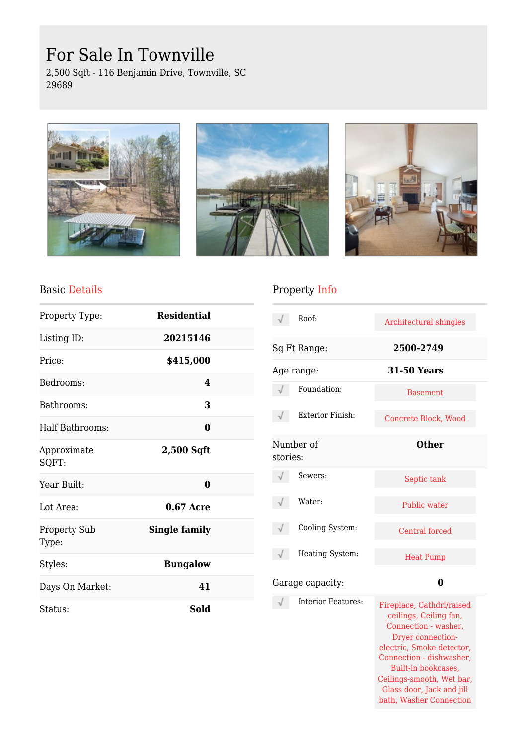# For Sale In Townville

2,500 Sqft - 116 Benjamin Drive, Townville, SC 29689

## Basic Details

| | |
|---|---|
| Property Type: | **Residential** |
| Listing ID: | **20215146** |
| Price: | **$415,000** |
| Bedrooms: | **4** |
| Bathrooms: | **3** |
| Half Bathrooms: | **0** |
| Approximate SQFT: | **2,500 Sqft** |
| Year Built: | **0** |
| Lot Area: | **0.67 Acre** |
| Property Sub Type: | **Single family** |
| Styles: | **Bungalow** |
| Days On Market: | **41** |
| Status: | **Sold** |

## Property Info

| | |
|---|---|
| Roof: | Architectural shingles |
| Sq Ft Range: | **2500-2749** |
| Age range: | **31-50 Years** |
| Foundation: | Basement |
| Exterior Finish: | Concrete Block, Wood |
| Number of stories: | **Other** |
| Sewers: | Septic tank |
| Water: | Public water |
| Cooling System: | Central forced |
| Heating System: | Heat Pump |
| Garage capacity: | **0** |
| Interior Features: | Fireplace, Cathdrl/raised ceilings, Ceiling fan, Connection - washer, Dryer connection-electric, Smoke detector, Connection - dishwasher, Built-in bookcases, Ceilings-smooth, Wet bar, Glass door, Jack and jill bath, Washer Connection |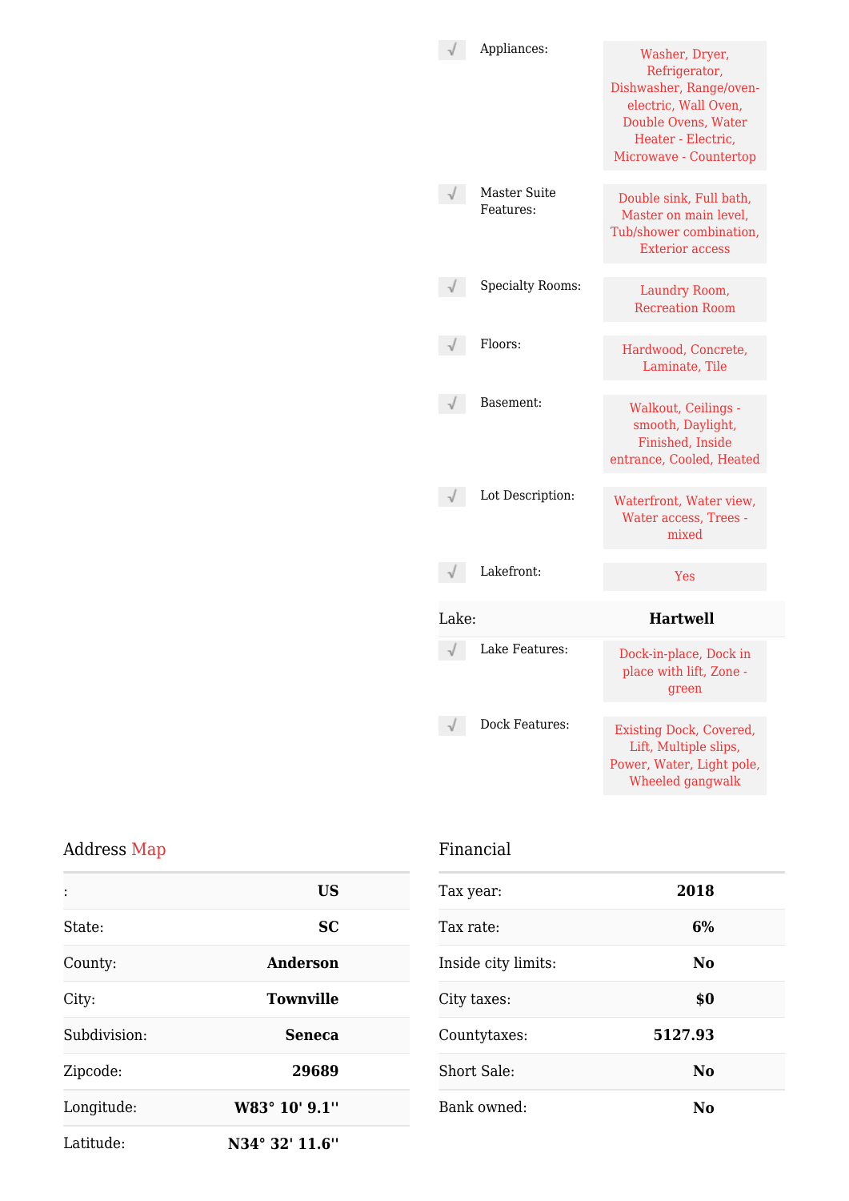| | Feature | Details |
|---|---|---|
| √ | Appliances: | Washer, Dryer, Refrigerator, Dishwasher, Range/oven-electric, Wall Oven, Double Ovens, Water Heater - Electric, Microwave - Countertop |
| √ | Master Suite Features: | Double sink, Full bath, Master on main level, Tub/shower combination, Exterior access |
| √ | Specialty Rooms: | Laundry Room, Recreation Room |
| √ | Floors: | Hardwood, Concrete, Laminate, Tile |
| √ | Basement: | Walkout, Ceilings - smooth, Daylight, Finished, Inside entrance, Cooled, Heated |
| √ | Lot Description: | Waterfront, Water view, Water access, Trees - mixed |
| √ | Lakefront: | Yes |

| Lake: | **Hartwell** |
|---|---|

| | Feature | Details |
|---|---|---|
| √ | Lake Features: | Dock-in-place, Dock in place with lift, Zone - green |
| √ | Dock Features: | Existing Dock, Covered, Lift, Multiple slips, Power, Water, Light pole, Wheeled gangwalk |

## Address Map

| | |
|---|---|
| : | **US** |
| State: | **SC** |
| County: | **Anderson** |
| City: | **Townville** |
| Subdivision: | **Seneca** |
| Zipcode: | **29689** |
| Longitude: | **W83° 10' 9.1''** |
| Latitude: | **N34° 32' 11.6''** |

## Financial

| | |
|---|---|
| Tax year: | **2018** |
| Tax rate: | **6%** |
| Inside city limits: | **No** |
| City taxes: | **$0** |
| Countytaxes: | **5127.93** |
| Short Sale: | **No** |
| Bank owned: | **No** |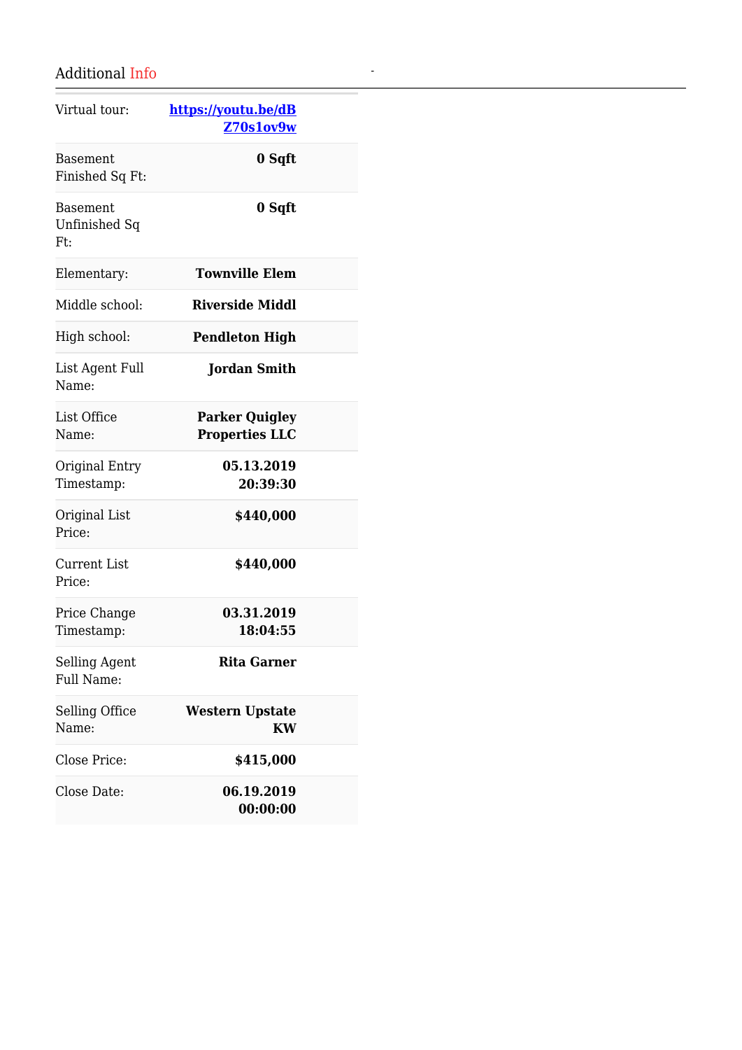## Additional Info

| | |
|---|---|
| Virtual tour: | **https://youtu.be/dBZ70s1ov9w** |
| Basement Finished Sq Ft: | **0 Sqft** |
| Basement Unfinished Sq Ft: | **0 Sqft** |
| Elementary: | **Townville Elem** |
| Middle school: | **Riverside Middl** |
| High school: | **Pendleton High** |
| List Agent Full Name: | **Jordan Smith** |
| List Office Name: | **Parker Quigley Properties LLC** |
| Original Entry Timestamp: | **05.13.2019 20:39:30** |
| Original List Price: | **$440,000** |
| Current List Price: | **$440,000** |
| Price Change Timestamp: | **03.31.2019 18:04:55** |
| Selling Agent Full Name: | **Rita Garner** |
| Selling Office Name: | **Western Upstate KW** |
| Close Price: | **$415,000** |
| Close Date: | **06.19.2019 00:00:00** |